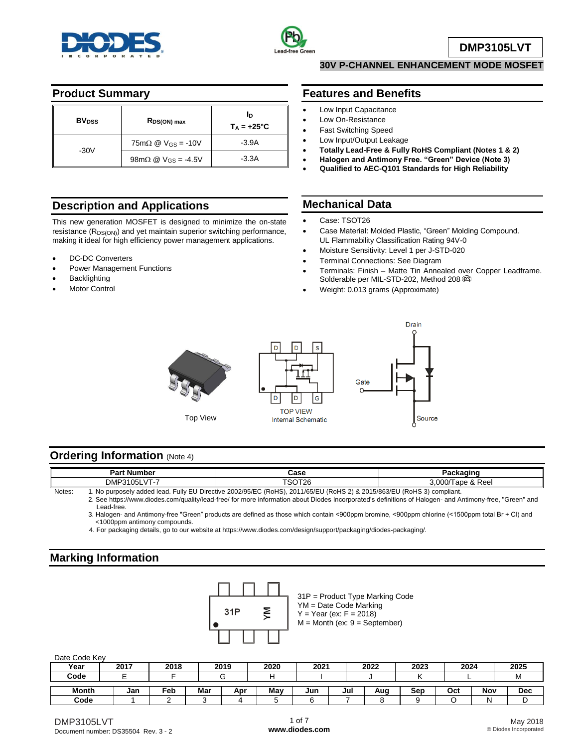# DMP3105LVT

## 30V P-CHANNEL ENHANCEMENT MODE MOSFET

## Product Summary

| $BV_{DSS}$ | $R_{DS(ON)}$ max | $I_D$ $T_A = +25°C$ |
|---|---|---|
| -30V | 75mΩ @ $V_{GS}$ = -10V | -3.9A |
| | 98mΩ @ $V_{GS}$ = -4.5V | -3.3A |

## Features and Benefits

- Low Input Capacitance
- Low On-Resistance
- Fast Switching Speed
- Low Input/Output Leakage
- **Totally Lead-Free & Fully RoHS Compliant (Notes 1 & 2)**
- **Halogen and Antimony Free. "Green" Device (Note 3)**
- **Qualified to AEC-Q101 Standards for High Reliability**

## Description and Applications

This new generation MOSFET is designed to minimize the on-state resistance ($R_{DS(ON)}$) and yet maintain superior switching performance, making it ideal for high efficiency power management applications.

- DC-DC Converters
- Power Management Functions
- Backlighting
- Motor Control

## Mechanical Data

- Case: TSOT26
- Case Material: Molded Plastic, "Green" Molding Compound. UL Flammability Classification Rating 94V-0
- Moisture Sensitivity: Level 1 per J-STD-020
- Terminal Connections: See Diagram
- Terminals: Finish – Matte Tin Annealed over Copper Leadframe. Solderable per MIL-STD-202, Method 208 e3
- Weight: 0.013 grams (Approximate)

Top View

TOP VIEW
Internal Schematic

Drain, Gate, Source

## Ordering Information (Note 4)

| Part Number | Case | Packaging |
|---|---|---|
| DMP3105LVT-7 | TSOT26 | 3,000/Tape & Reel |

Notes:
1. No purposely added lead. Fully EU Directive 2002/95/EC (RoHS), 2011/65/EU (RoHS 2) & 2015/863/EU (RoHS 3) compliant.
2. See https://www.diodes.com/quality/lead-free/ for more information about Diodes Incorporated's definitions of Halogen- and Antimony-free, "Green" and Lead-free.
3. Halogen- and Antimony-free "Green" products are defined as those which contain <900ppm bromine, <900ppm chlorine (<1500ppm total Br + Cl) and <1000ppm antimony compounds.
4. For packaging details, go to our website at https://www.diodes.com/design/support/packaging/diodes-packaging/.

## Marking Information

31P = Product Type Marking Code
YM = Date Code Marking
Y = Year (ex: F = 2018)
M = Month (ex: 9 = September)

Date Code Key

| Year | 2017 | 2018 | 2019 | 2020 | 2021 | 2022 | 2023 | 2024 | 2025 |
|---|---|---|---|---|---|---|---|---|---|
| Code | E | F | G | H | I | J | K | L | M |

| Month | Jan | Feb | Mar | Apr | May | Jun | Jul | Aug | Sep | Oct | Nov | Dec |
|---|---|---|---|---|---|---|---|---|---|---|---|---|
| Code | 1 | 2 | 3 | 4 | 5 | 6 | 7 | 8 | 9 | O | N | D |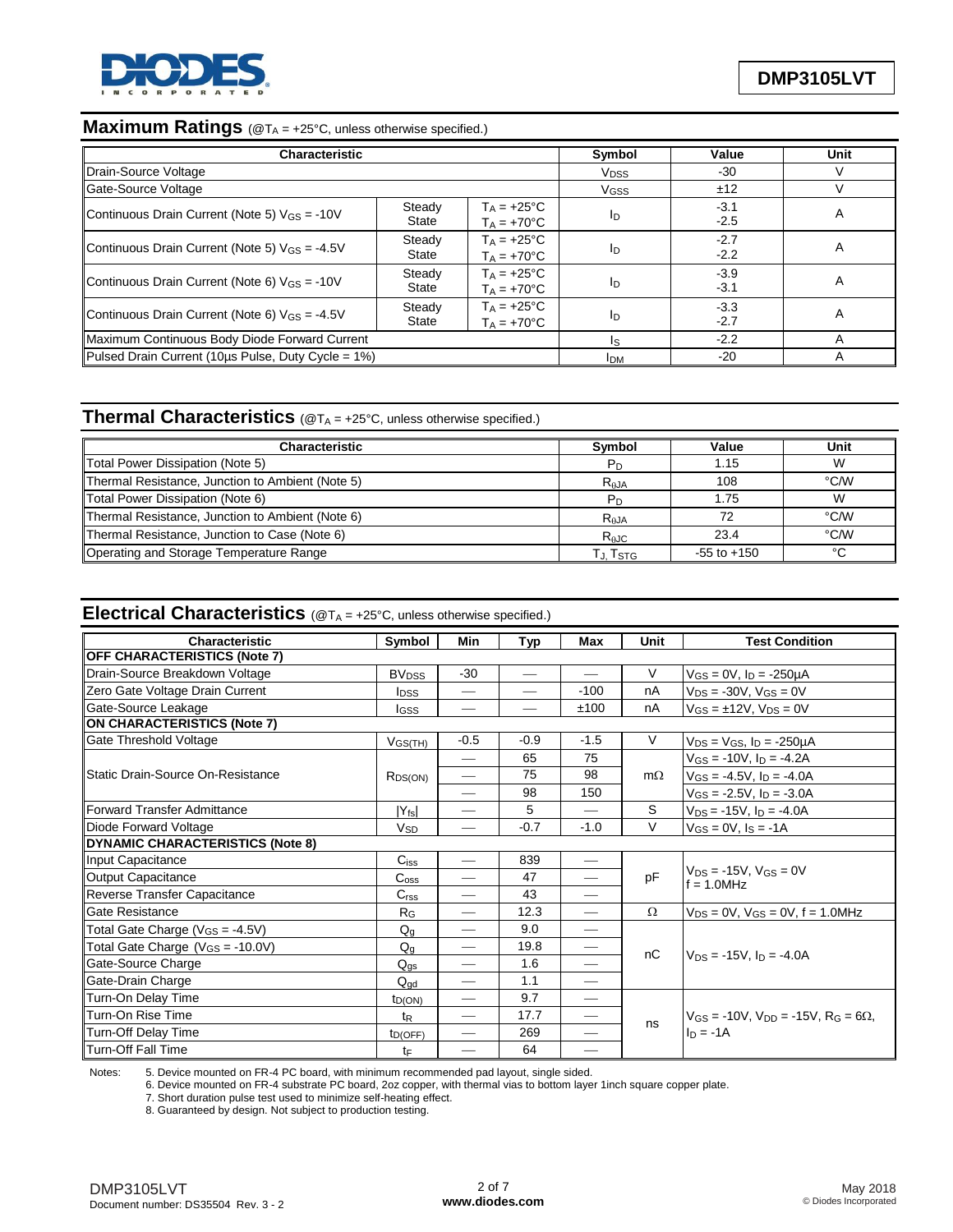## Maximum Ratings (@$T_A$ = +25°C, unless otherwise specified.)

| Characteristic | | | Symbol | Value | Unit |
|---|---|---|---|---|---|
| Drain-Source Voltage | | | $V_{DSS}$ | -30 | V |
| Gate-Source Voltage | | | $V_{GSS}$ | ±12 | V |
| Continuous Drain Current (Note 5) $V_{GS}$ = -10V | Steady State | $T_A$ = +25°C<br>$T_A$ = +70°C | $I_D$ | -3.1<br>-2.5 | A |
| Continuous Drain Current (Note 5) $V_{GS}$ = -4.5V | Steady State | $T_A$ = +25°C<br>$T_A$ = +70°C | $I_D$ | -2.7<br>-2.2 | A |
| Continuous Drain Current (Note 6) $V_{GS}$ = -10V | Steady State | $T_A$ = +25°C<br>$T_A$ = +70°C | $I_D$ | -3.9<br>-3.1 | A |
| Continuous Drain Current (Note 6) $V_{GS}$ = -4.5V | Steady State | $T_A$ = +25°C<br>$T_A$ = +70°C | $I_D$ | -3.3<br>-2.7 | A |
| Maximum Continuous Body Diode Forward Current | | | $I_S$ | -2.2 | A |
| Pulsed Drain Current (10µs Pulse, Duty Cycle = 1%) | | | $I_{DM}$ | -20 | A |

## Thermal Characteristics (@$T_A$ = +25°C, unless otherwise specified.)

| Characteristic | Symbol | Value | Unit |
|---|---|---|---|
| Total Power Dissipation (Note 5) | $P_D$ | 1.15 | W |
| Thermal Resistance, Junction to Ambient (Note 5) | $R_{\theta JA}$ | 108 | °C/W |
| Total Power Dissipation (Note 6) | $P_D$ | 1.75 | W |
| Thermal Resistance, Junction to Ambient (Note 6) | $R_{\theta JA}$ | 72 | °C/W |
| Thermal Resistance, Junction to Case (Note 6) | $R_{\theta JC}$ | 23.4 | °C/W |
| Operating and Storage Temperature Range | $T_J, T_{STG}$ | -55 to +150 | °C |

## Electrical Characteristics (@$T_A$ = +25°C, unless otherwise specified.)

| Characteristic | Symbol | Min | Typ | Max | Unit | Test Condition |
|---|---|---|---|---|---|---|
| **OFF CHARACTERISTICS (Note 7)** | | | | | | |
| Drain-Source Breakdown Voltage | $BV_{DSS}$ | -30 | — | — | V | $V_{GS}$ = 0V, $I_D$ = -250µA |
| Zero Gate Voltage Drain Current | $I_{DSS}$ | — | — | -100 | nA | $V_{DS}$ = -30V, $V_{GS}$ = 0V |
| Gate-Source Leakage | $I_{GSS}$ | — | — | ±100 | nA | $V_{GS}$ = ±12V, $V_{DS}$ = 0V |
| **ON CHARACTERISTICS (Note 7)** | | | | | | |
| Gate Threshold Voltage | $V_{GS(TH)}$ | -0.5 | -0.9 | -1.5 | V | $V_{DS}$ = $V_{GS}$, $I_D$ = -250µA |
| Static Drain-Source On-Resistance | $R_{DS(ON)}$ | — | 65 | 75 | mΩ | $V_{GS}$ = -10V, $I_D$ = -4.2A |
| | | — | 75 | 98 | | $V_{GS}$ = -4.5V, $I_D$ = -4.0A |
| | | — | 98 | 150 | | $V_{GS}$ = -2.5V, $I_D$ = -3.0A |
| Forward Transfer Admittance | $\lvert Y_{fs} \rvert$ | — | 5 | — | S | $V_{DS}$ = -15V, $I_D$ = -4.0A |
| Diode Forward Voltage | $V_{SD}$ | — | -0.7 | -1.0 | V | $V_{GS}$ = 0V, $I_S$ = -1A |
| **DYNAMIC CHARACTERISTICS (Note 8)** | | | | | | |
| Input Capacitance | $C_{iss}$ | — | 839 | — | pF | $V_{DS}$ = -15V, $V_{GS}$ = 0V<br>f = 1.0MHz |
| Output Capacitance | $C_{oss}$ | — | 47 | — | | |
| Reverse Transfer Capacitance | $C_{rss}$ | — | 43 | — | | |
| Gate Resistance | $R_G$ | — | 12.3 | — | Ω | $V_{DS}$ = 0V, $V_{GS}$ = 0V, f = 1.0MHz |
| Total Gate Charge ($V_{GS}$ = -4.5V) | $Q_g$ | — | 9.0 | — | nC | $V_{DS}$ = -15V, $I_D$ = -4.0A |
| Total Gate Charge ($V_{GS}$ = -10.0V) | $Q_g$ | — | 19.8 | — | | |
| Gate-Source Charge | $Q_{gs}$ | — | 1.6 | — | | |
| Gate-Drain Charge | $Q_{gd}$ | — | 1.1 | — | | |
| Turn-On Delay Time | $t_{D(ON)}$ | — | 9.7 | — | ns | $V_{GS}$ = -10V, $V_{DD}$ = -15V, $R_G$ = 6Ω,<br>$I_D$ = -1A |
| Turn-On Rise Time | $t_R$ | — | 17.7 | — | | |
| Turn-Off Delay Time | $t_{D(OFF)}$ | — | 269 | — | | |
| Turn-Off Fall Time | $t_F$ | — | 64 | — | | |

Notes:
5. Device mounted on FR-4 PC board, with minimum recommended pad layout, single sided.
6. Device mounted on FR-4 substrate PC board, 2oz copper, with thermal vias to bottom layer 1inch square copper plate.
7. Short duration pulse test used to minimize self-heating effect.
8. Guaranteed by design. Not subject to production testing.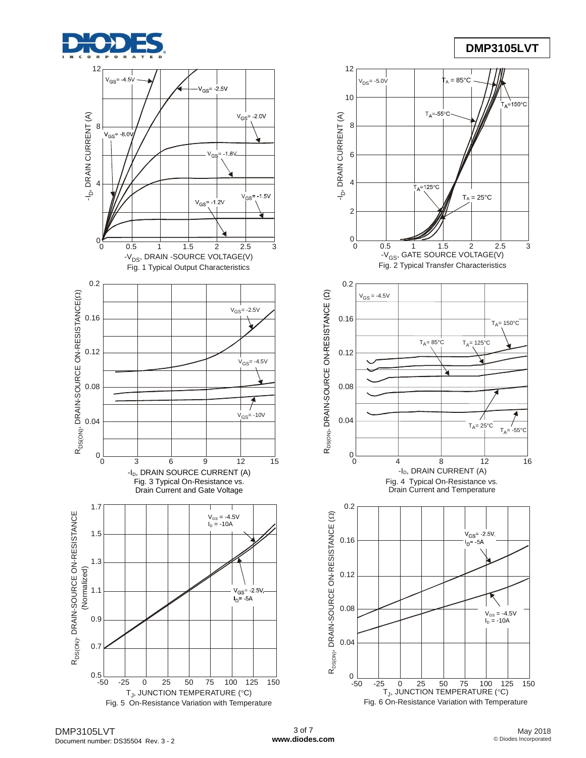Fig. 1 Typical Output Characteristics

Fig. 2 Typical Transfer Characteristics

Fig. 3 Typical On-Resistance vs. Drain Current and Gate Voltage

Fig. 4 Typical On-Resistance vs. Drain Current and Temperature

Fig. 5 On-Resistance Variation with Temperature

Fig. 6 On-Resistance Variation with Temperature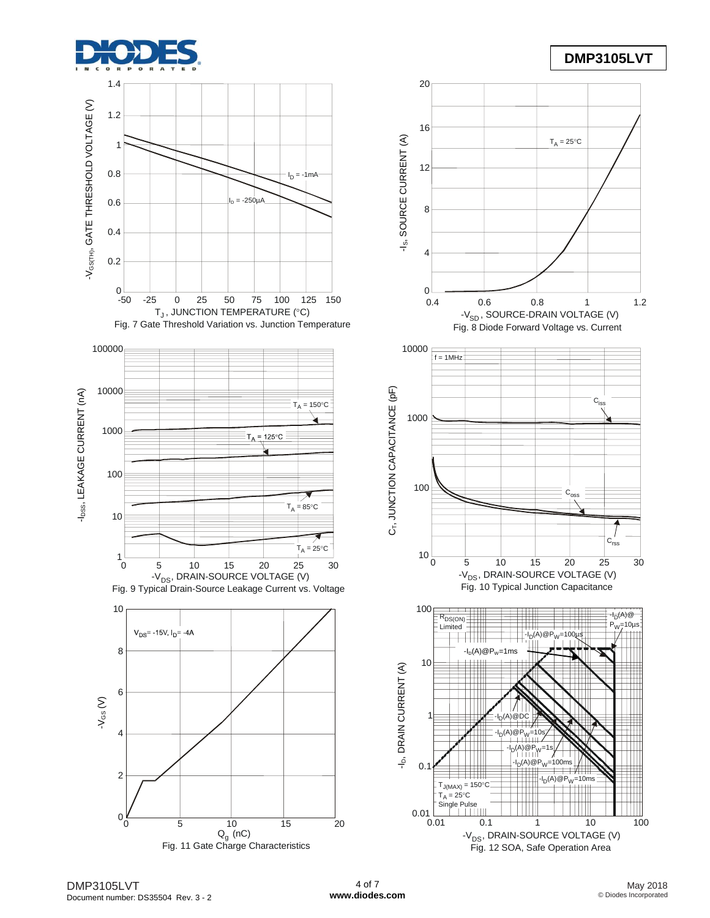Fig. 7 Gate Threshold Variation vs. Junction Temperature

Fig. 8 Diode Forward Voltage vs. Current

Fig. 9 Typical Drain-Source Leakage Current vs. Voltage

Fig. 10 Typical Junction Capacitance

Fig. 11 Gate Charge Characteristics

Fig. 12 SOA, Safe Operation Area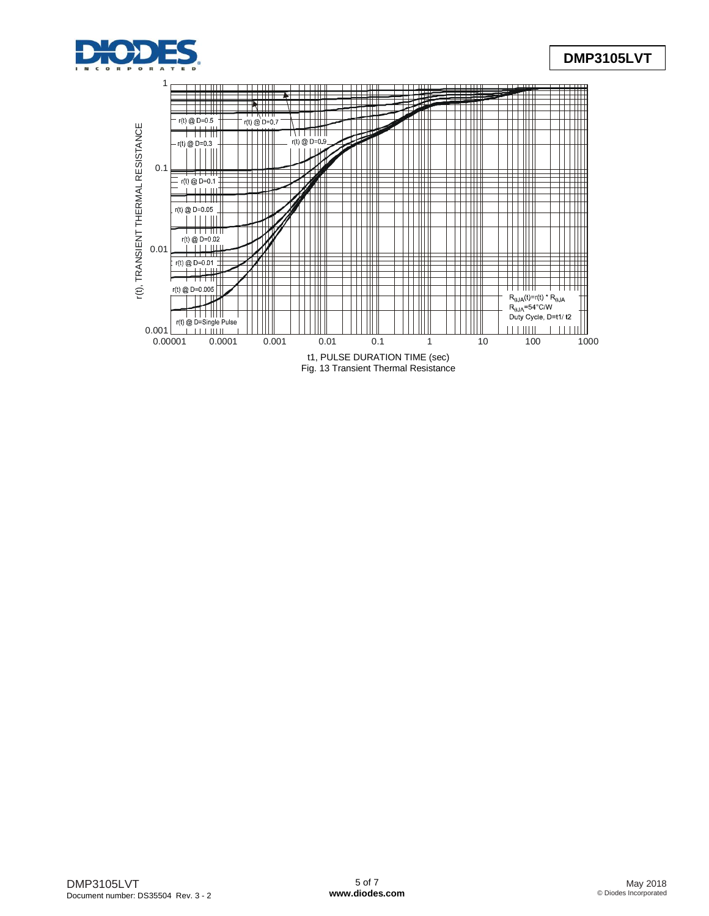Fig. 13 Transient Thermal Resistance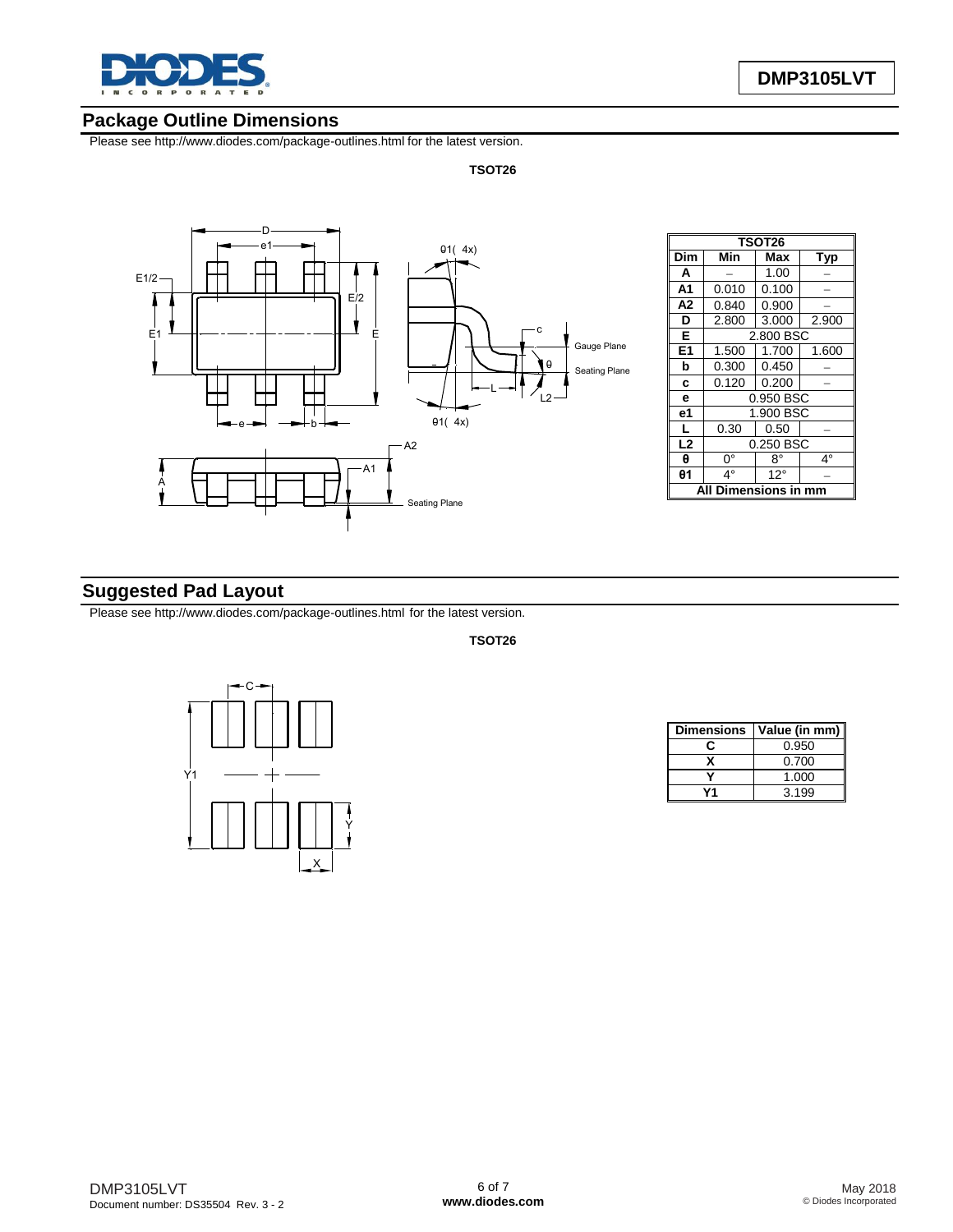## Package Outline Dimensions

Please see http://www.diodes.com/package-outlines.html for the latest version.

**TSOT26**

| TSOT26 | | | |
|---|---|---|---|
| **Dim** | **Min** | **Max** | **Typ** |
| **A** | – | 1.00 | – |
| **A1** | 0.010 | 0.100 | – |
| **A2** | 0.840 | 0.900 | – |
| **D** | 2.800 | 3.000 | 2.900 |
| **E** | 2.800 BSC | | |
| **E1** | 1.500 | 1.700 | 1.600 |
| **b** | 0.300 | 0.450 | – |
| **c** | 0.120 | 0.200 | – |
| **e** | 0.950 BSC | | |
| **e1** | 1.900 BSC | | |
| **L** | 0.30 | 0.50 | – |
| **L2** | 0.250 BSC | | |
| **θ** | 0° | 8° | 4° |
| **θ1** | 4° | 12° | – |
| **All Dimensions in mm** | | | |

## Suggested Pad Layout

Please see http://www.diodes.com/package-outlines.html for the latest version.

**TSOT26**

| Dimensions | Value (in mm) |
|---|---|
| C | 0.950 |
| X | 0.700 |
| Y | 1.000 |
| Y1 | 3.199 |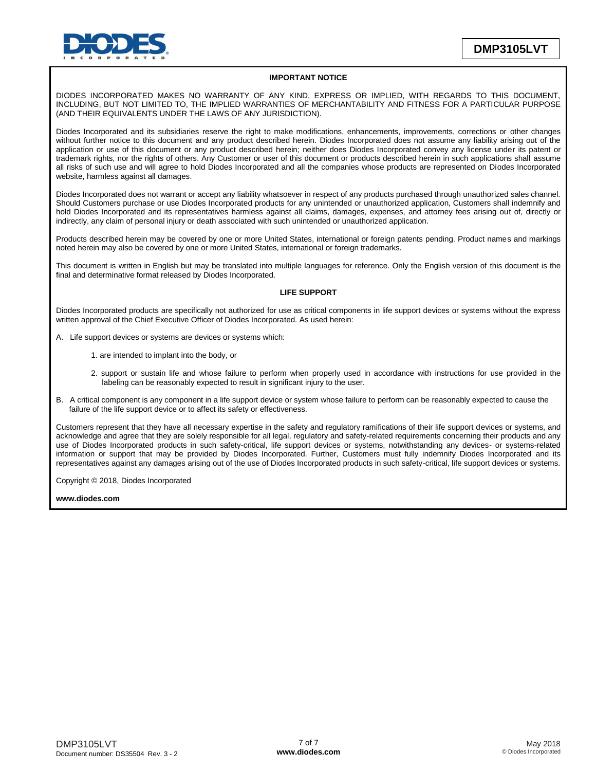## IMPORTANT NOTICE

DIODES INCORPORATED MAKES NO WARRANTY OF ANY KIND, EXPRESS OR IMPLIED, WITH REGARDS TO THIS DOCUMENT, INCLUDING, BUT NOT LIMITED TO, THE IMPLIED WARRANTIES OF MERCHANTABILITY AND FITNESS FOR A PARTICULAR PURPOSE (AND THEIR EQUIVALENTS UNDER THE LAWS OF ANY JURISDICTION).

Diodes Incorporated and its subsidiaries reserve the right to make modifications, enhancements, improvements, corrections or other changes without further notice to this document and any product described herein. Diodes Incorporated does not assume any liability arising out of the application or use of this document or any product described herein; neither does Diodes Incorporated convey any license under its patent or trademark rights, nor the rights of others. Any Customer or user of this document or products described herein in such applications shall assume all risks of such use and will agree to hold Diodes Incorporated and all the companies whose products are represented on Diodes Incorporated website, harmless against all damages.

Diodes Incorporated does not warrant or accept any liability whatsoever in respect of any products purchased through unauthorized sales channel. Should Customers purchase or use Diodes Incorporated products for any unintended or unauthorized application, Customers shall indemnify and hold Diodes Incorporated and its representatives harmless against all claims, damages, expenses, and attorney fees arising out of, directly or indirectly, any claim of personal injury or death associated with such unintended or unauthorized application.

Products described herein may be covered by one or more United States, international or foreign patents pending. Product names and markings noted herein may also be covered by one or more United States, international or foreign trademarks.

This document is written in English but may be translated into multiple languages for reference. Only the English version of this document is the final and determinative format released by Diodes Incorporated.

## LIFE SUPPORT

Diodes Incorporated products are specifically not authorized for use as critical components in life support devices or systems without the express written approval of the Chief Executive Officer of Diodes Incorporated. As used herein:

A. Life support devices or systems are devices or systems which:

1. are intended to implant into the body, or
2. support or sustain life and whose failure to perform when properly used in accordance with instructions for use provided in the labeling can be reasonably expected to result in significant injury to the user.

B. A critical component is any component in a life support device or system whose failure to perform can be reasonably expected to cause the failure of the life support device or to affect its safety or effectiveness.

Customers represent that they have all necessary expertise in the safety and regulatory ramifications of their life support devices or systems, and acknowledge and agree that they are solely responsible for all legal, regulatory and safety-related requirements concerning their products and any use of Diodes Incorporated products in such safety-critical, life support devices or systems, notwithstanding any devices- or systems-related information or support that may be provided by Diodes Incorporated. Further, Customers must fully indemnify Diodes Incorporated and its representatives against any damages arising out of the use of Diodes Incorporated products in such safety-critical, life support devices or systems.

Copyright © 2018, Diodes Incorporated

**www.diodes.com**